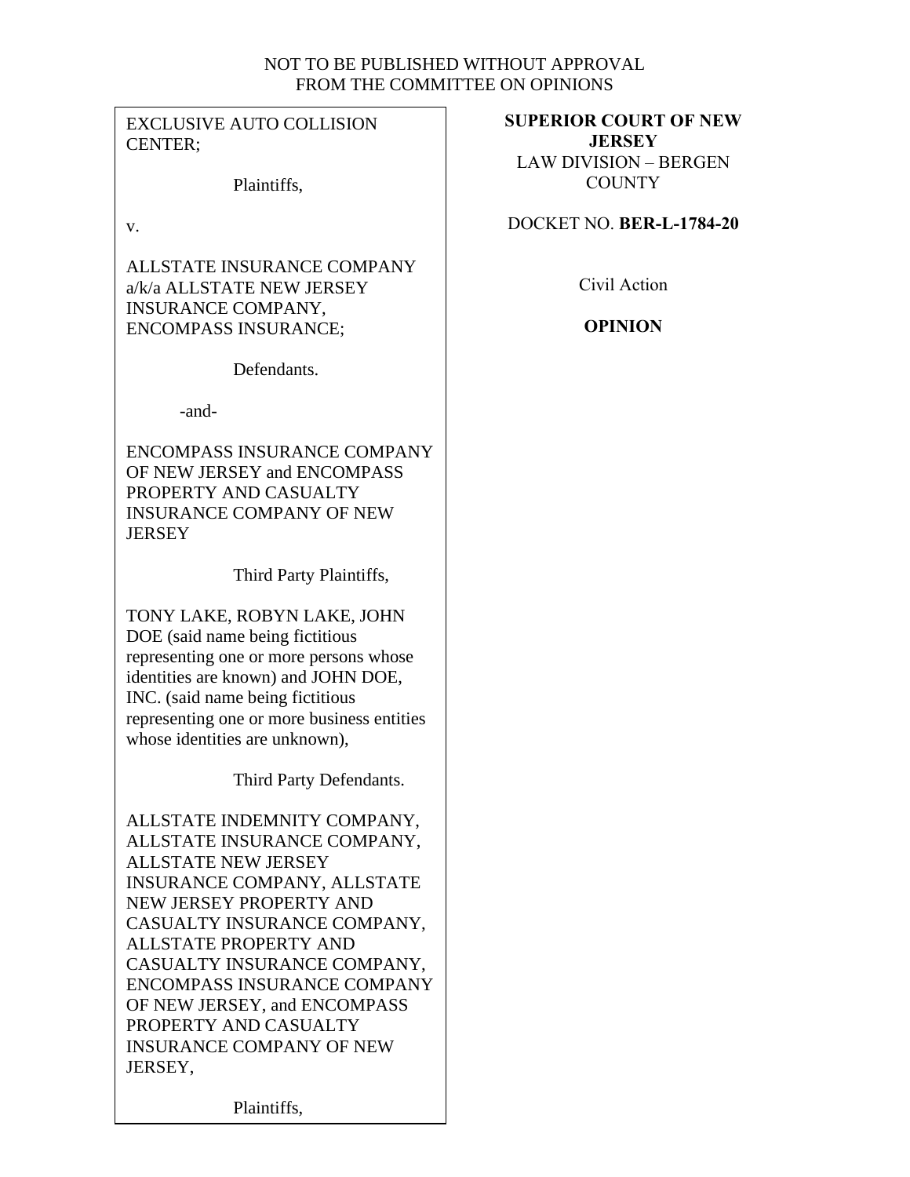NOT TO BE PUBLISHED WITHOUT APPROVAL
FROM THE COMMITTEE ON OPINIONS

EXCLUSIVE AUTO COLLISION CENTER;

Plaintiffs,

v.

ALLSTATE INSURANCE COMPANY a/k/a ALLSTATE NEW JERSEY INSURANCE COMPANY, ENCOMPASS INSURANCE;

Defendants.

-and-

ENCOMPASS INSURANCE COMPANY OF NEW JERSEY and ENCOMPASS PROPERTY AND CASUALTY INSURANCE COMPANY OF NEW JERSEY

Third Party Plaintiffs,

TONY LAKE, ROBYN LAKE, JOHN DOE (said name being fictitious representing one or more persons whose identities are known) and JOHN DOE, INC. (said name being fictitious representing one or more business entities whose identities are unknown),

Third Party Defendants.

ALLSTATE INDEMNITY COMPANY, ALLSTATE INSURANCE COMPANY, ALLSTATE NEW JERSEY INSURANCE COMPANY, ALLSTATE NEW JERSEY PROPERTY AND CASUALTY INSURANCE COMPANY, ALLSTATE PROPERTY AND CASUALTY INSURANCE COMPANY, ENCOMPASS INSURANCE COMPANY OF NEW JERSEY, and ENCOMPASS PROPERTY AND CASUALTY INSURANCE COMPANY OF NEW JERSEY,

Plaintiffs,

**SUPERIOR COURT OF NEW JERSEY**
LAW DIVISION – BERGEN COUNTY

DOCKET NO. **BER-L-1784-20**

Civil Action

**OPINION**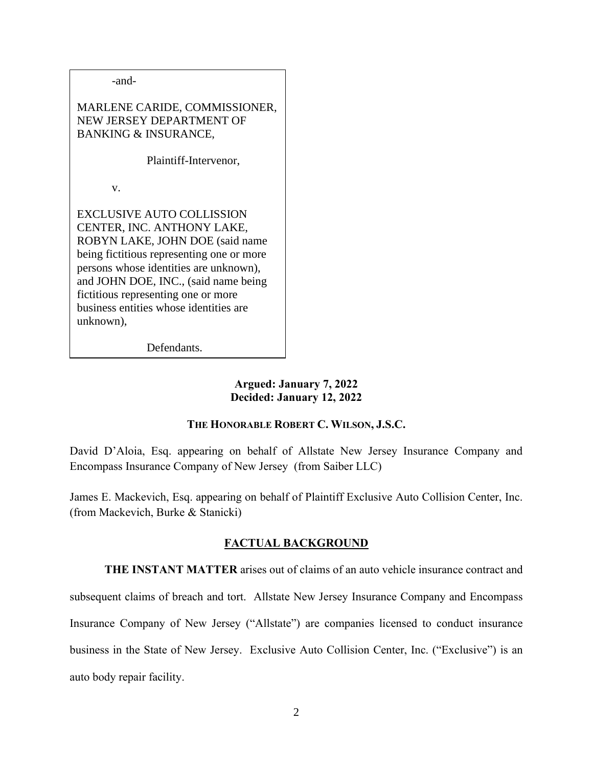-and-

MARLENE CARIDE, COMMISSIONER, NEW JERSEY DEPARTMENT OF BANKING & INSURANCE,

Plaintiff-Intervenor,

v.

EXCLUSIVE AUTO COLLISSION CENTER, INC. ANTHONY LAKE, ROBYN LAKE, JOHN DOE (said name being fictitious representing one or more persons whose identities are unknown), and JOHN DOE, INC., (said name being fictitious representing one or more business entities whose identities are unknown),

Defendants.

**Argued: January 7, 2022**
**Decided: January 12, 2022**

**THE HONORABLE ROBERT C. WILSON, J.S.C.**

David D'Aloia, Esq. appearing on behalf of Allstate New Jersey Insurance Company and Encompass Insurance Company of New Jersey (from Saiber LLC)

James E. Mackevich, Esq. appearing on behalf of Plaintiff Exclusive Auto Collision Center, Inc. (from Mackevich, Burke & Stanicki)

## FACTUAL BACKGROUND

**THE INSTANT MATTER** arises out of claims of an auto vehicle insurance contract and subsequent claims of breach and tort. Allstate New Jersey Insurance Company and Encompass Insurance Company of New Jersey ("Allstate") are companies licensed to conduct insurance business in the State of New Jersey. Exclusive Auto Collision Center, Inc. ("Exclusive") is an auto body repair facility.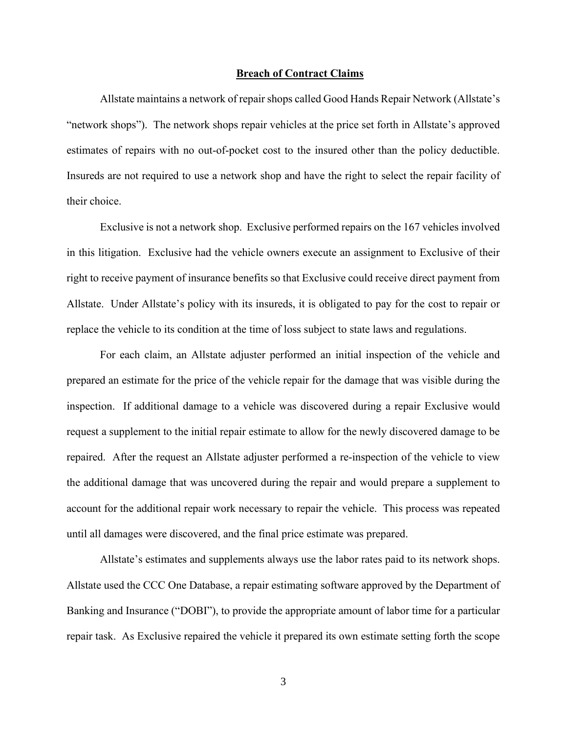## Breach of Contract Claims

Allstate maintains a network of repair shops called Good Hands Repair Network (Allstate's "network shops"). The network shops repair vehicles at the price set forth in Allstate's approved estimates of repairs with no out-of-pocket cost to the insured other than the policy deductible. Insureds are not required to use a network shop and have the right to select the repair facility of their choice.

Exclusive is not a network shop. Exclusive performed repairs on the 167 vehicles involved in this litigation. Exclusive had the vehicle owners execute an assignment to Exclusive of their right to receive payment of insurance benefits so that Exclusive could receive direct payment from Allstate. Under Allstate's policy with its insureds, it is obligated to pay for the cost to repair or replace the vehicle to its condition at the time of loss subject to state laws and regulations.

For each claim, an Allstate adjuster performed an initial inspection of the vehicle and prepared an estimate for the price of the vehicle repair for the damage that was visible during the inspection. If additional damage to a vehicle was discovered during a repair Exclusive would request a supplement to the initial repair estimate to allow for the newly discovered damage to be repaired. After the request an Allstate adjuster performed a re-inspection of the vehicle to view the additional damage that was uncovered during the repair and would prepare a supplement to account for the additional repair work necessary to repair the vehicle. This process was repeated until all damages were discovered, and the final price estimate was prepared.

Allstate's estimates and supplements always use the labor rates paid to its network shops. Allstate used the CCC One Database, a repair estimating software approved by the Department of Banking and Insurance ("DOBI"), to provide the appropriate amount of labor time for a particular repair task. As Exclusive repaired the vehicle it prepared its own estimate setting forth the scope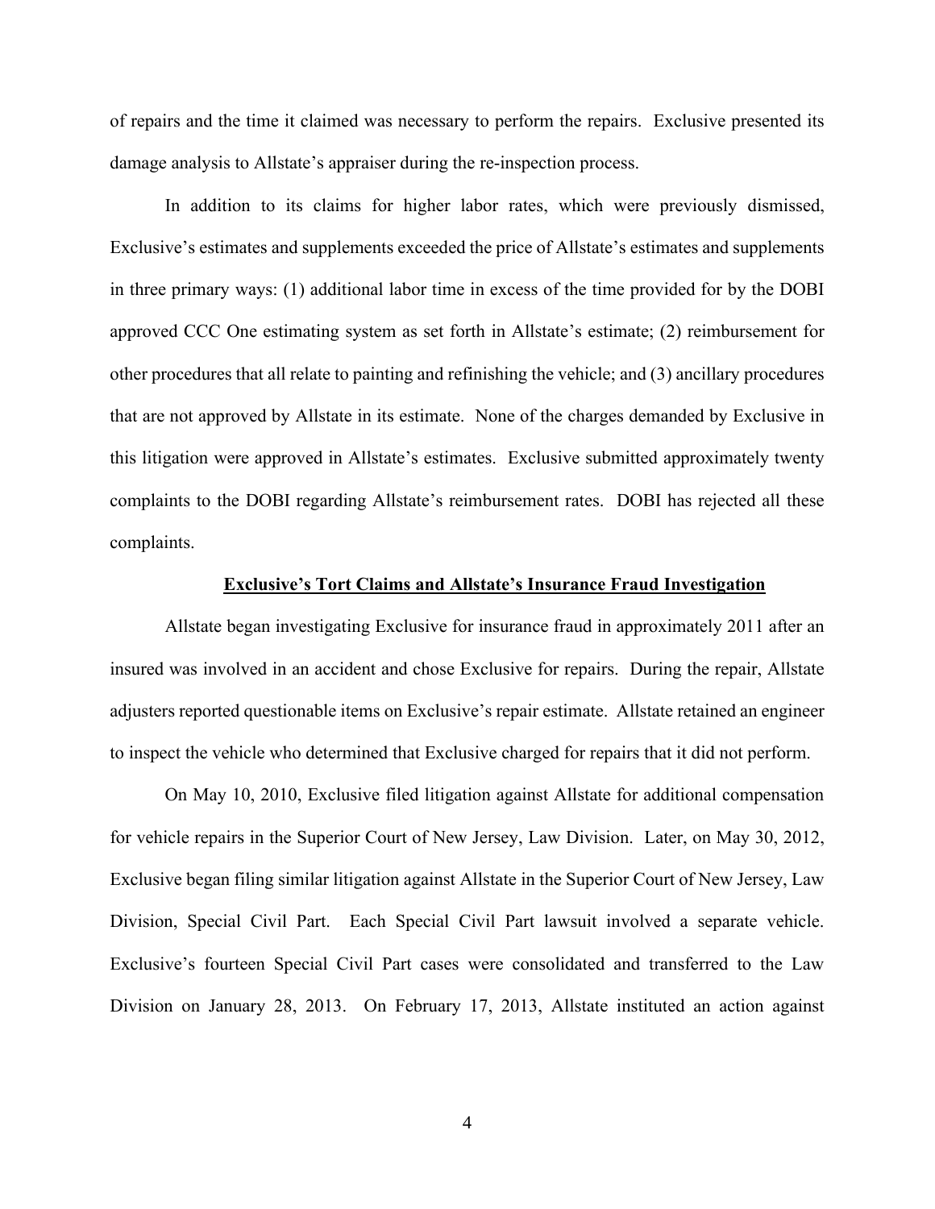of repairs and the time it claimed was necessary to perform the repairs. Exclusive presented its damage analysis to Allstate's appraiser during the re-inspection process.

In addition to its claims for higher labor rates, which were previously dismissed, Exclusive's estimates and supplements exceeded the price of Allstate's estimates and supplements in three primary ways: (1) additional labor time in excess of the time provided for by the DOBI approved CCC One estimating system as set forth in Allstate's estimate; (2) reimbursement for other procedures that all relate to painting and refinishing the vehicle; and (3) ancillary procedures that are not approved by Allstate in its estimate. None of the charges demanded by Exclusive in this litigation were approved in Allstate's estimates. Exclusive submitted approximately twenty complaints to the DOBI regarding Allstate's reimbursement rates. DOBI has rejected all these complaints.

**<u>Exclusive's Tort Claims and Allstate's Insurance Fraud Investigation</u>**

Allstate began investigating Exclusive for insurance fraud in approximately 2011 after an insured was involved in an accident and chose Exclusive for repairs. During the repair, Allstate adjusters reported questionable items on Exclusive's repair estimate. Allstate retained an engineer to inspect the vehicle who determined that Exclusive charged for repairs that it did not perform.

On May 10, 2010, Exclusive filed litigation against Allstate for additional compensation for vehicle repairs in the Superior Court of New Jersey, Law Division. Later, on May 30, 2012, Exclusive began filing similar litigation against Allstate in the Superior Court of New Jersey, Law Division, Special Civil Part. Each Special Civil Part lawsuit involved a separate vehicle. Exclusive's fourteen Special Civil Part cases were consolidated and transferred to the Law Division on January 28, 2013. On February 17, 2013, Allstate instituted an action against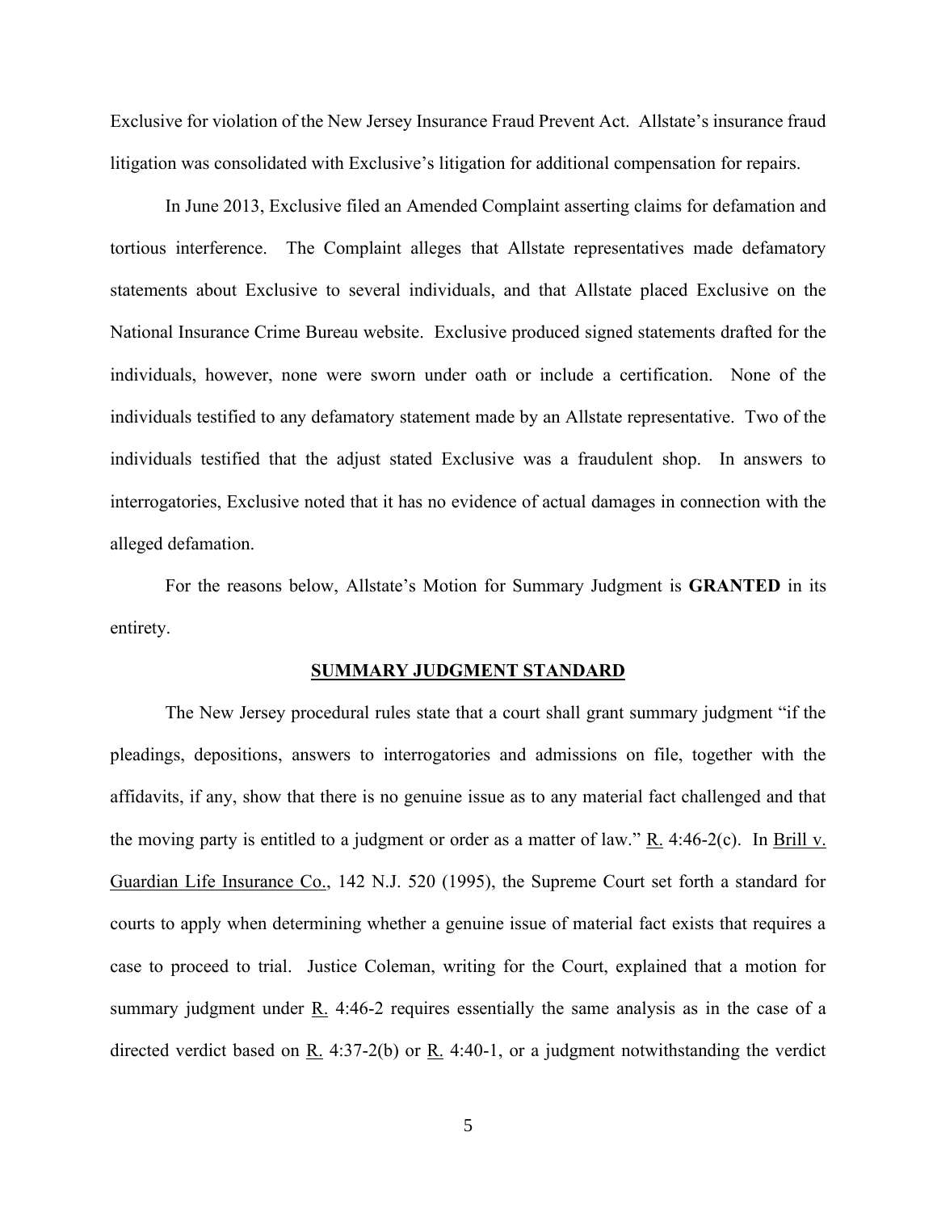Exclusive for violation of the New Jersey Insurance Fraud Prevent Act. Allstate's insurance fraud litigation was consolidated with Exclusive's litigation for additional compensation for repairs.

In June 2013, Exclusive filed an Amended Complaint asserting claims for defamation and tortious interference. The Complaint alleges that Allstate representatives made defamatory statements about Exclusive to several individuals, and that Allstate placed Exclusive on the National Insurance Crime Bureau website. Exclusive produced signed statements drafted for the individuals, however, none were sworn under oath or include a certification. None of the individuals testified to any defamatory statement made by an Allstate representative. Two of the individuals testified that the adjust stated Exclusive was a fraudulent shop. In answers to interrogatories, Exclusive noted that it has no evidence of actual damages in connection with the alleged defamation.

For the reasons below, Allstate's Motion for Summary Judgment is **GRANTED** in its entirety.

## SUMMARY JUDGMENT STANDARD

The New Jersey procedural rules state that a court shall grant summary judgment "if the pleadings, depositions, answers to interrogatories and admissions on file, together with the affidavits, if any, show that there is no genuine issue as to any material fact challenged and that the moving party is entitled to a judgment or order as a matter of law." R. 4:46-2(c). In Brill v. Guardian Life Insurance Co., 142 N.J. 520 (1995), the Supreme Court set forth a standard for courts to apply when determining whether a genuine issue of material fact exists that requires a case to proceed to trial. Justice Coleman, writing for the Court, explained that a motion for summary judgment under R. 4:46-2 requires essentially the same analysis as in the case of a directed verdict based on R. 4:37-2(b) or R. 4:40-1, or a judgment notwithstanding the verdict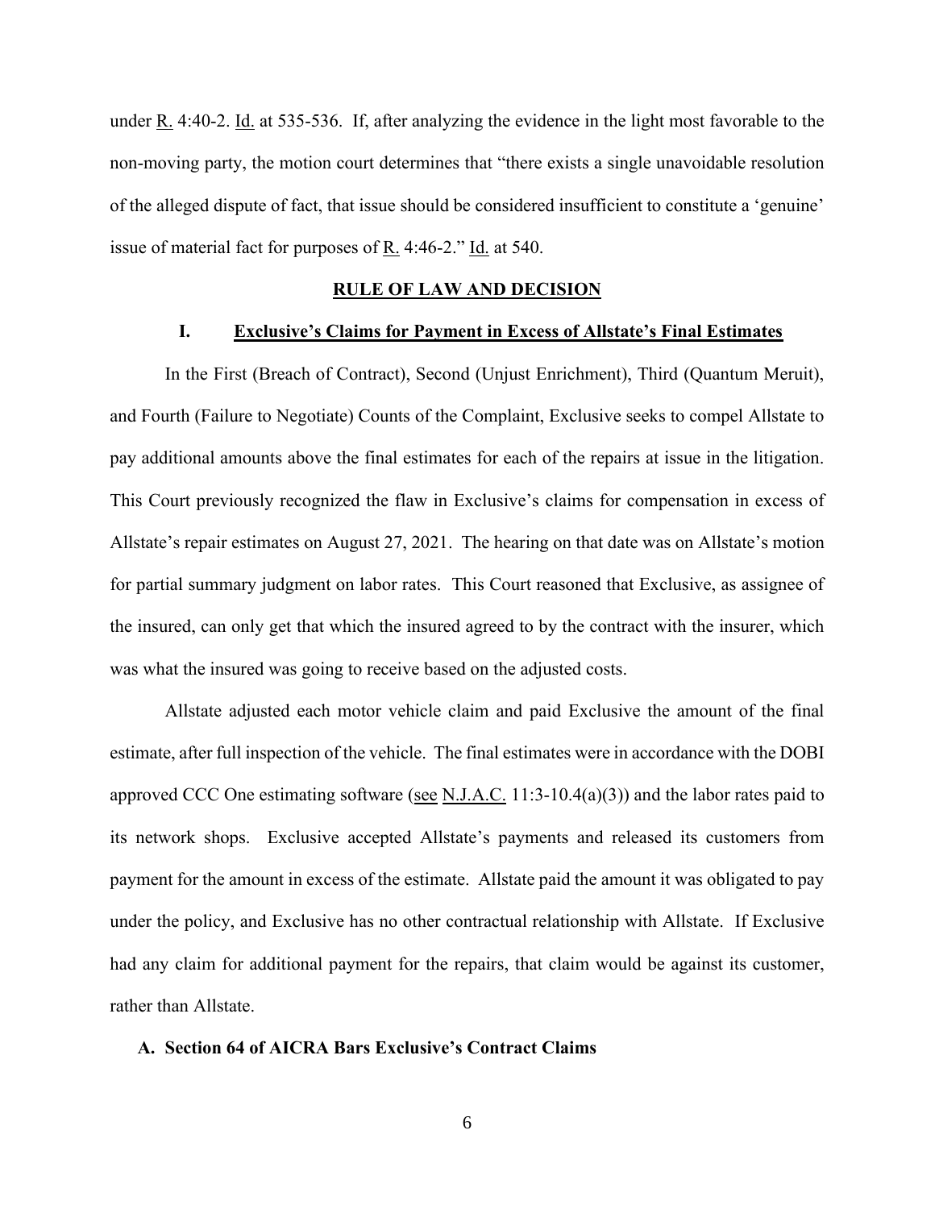under R. 4:40-2. Id. at 535-536. If, after analyzing the evidence in the light most favorable to the non-moving party, the motion court determines that "there exists a single unavoidable resolution of the alleged dispute of fact, that issue should be considered insufficient to constitute a 'genuine' issue of material fact for purposes of R. 4:46-2." Id. at 540.

## RULE OF LAW AND DECISION

### I. Exclusive's Claims for Payment in Excess of Allstate's Final Estimates

In the First (Breach of Contract), Second (Unjust Enrichment), Third (Quantum Meruit), and Fourth (Failure to Negotiate) Counts of the Complaint, Exclusive seeks to compel Allstate to pay additional amounts above the final estimates for each of the repairs at issue in the litigation. This Court previously recognized the flaw in Exclusive's claims for compensation in excess of Allstate's repair estimates on August 27, 2021. The hearing on that date was on Allstate's motion for partial summary judgment on labor rates. This Court reasoned that Exclusive, as assignee of the insured, can only get that which the insured agreed to by the contract with the insurer, which was what the insured was going to receive based on the adjusted costs.

Allstate adjusted each motor vehicle claim and paid Exclusive the amount of the final estimate, after full inspection of the vehicle. The final estimates were in accordance with the DOBI approved CCC One estimating software (see N.J.A.C. 11:3-10.4(a)(3)) and the labor rates paid to its network shops. Exclusive accepted Allstate's payments and released its customers from payment for the amount in excess of the estimate. Allstate paid the amount it was obligated to pay under the policy, and Exclusive has no other contractual relationship with Allstate. If Exclusive had any claim for additional payment for the repairs, that claim would be against its customer, rather than Allstate.

#### A. Section 64 of AICRA Bars Exclusive's Contract Claims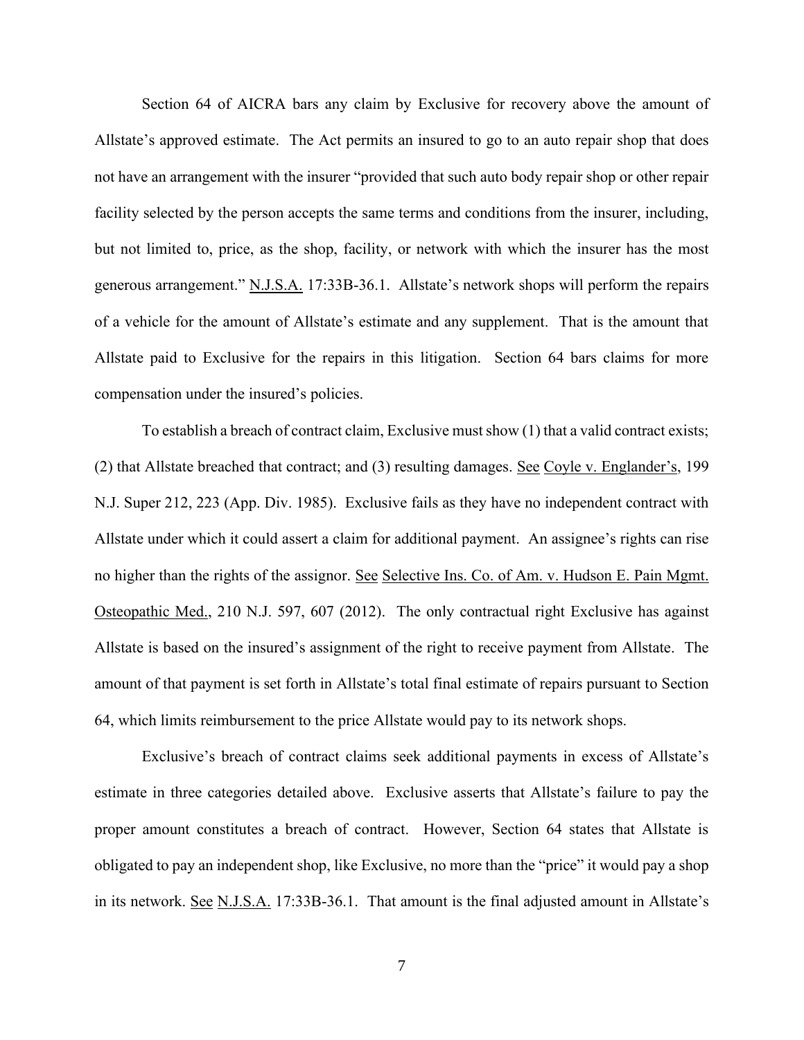Section 64 of AICRA bars any claim by Exclusive for recovery above the amount of Allstate's approved estimate. The Act permits an insured to go to an auto repair shop that does not have an arrangement with the insurer "provided that such auto body repair shop or other repair facility selected by the person accepts the same terms and conditions from the insurer, including, but not limited to, price, as the shop, facility, or network with which the insurer has the most generous arrangement." N.J.S.A. 17:33B-36.1. Allstate's network shops will perform the repairs of a vehicle for the amount of Allstate's estimate and any supplement. That is the amount that Allstate paid to Exclusive for the repairs in this litigation. Section 64 bars claims for more compensation under the insured's policies.

To establish a breach of contract claim, Exclusive must show (1) that a valid contract exists; (2) that Allstate breached that contract; and (3) resulting damages. See Coyle v. Englander's, 199 N.J. Super 212, 223 (App. Div. 1985). Exclusive fails as they have no independent contract with Allstate under which it could assert a claim for additional payment. An assignee's rights can rise no higher than the rights of the assignor. See Selective Ins. Co. of Am. v. Hudson E. Pain Mgmt. Osteopathic Med., 210 N.J. 597, 607 (2012). The only contractual right Exclusive has against Allstate is based on the insured's assignment of the right to receive payment from Allstate. The amount of that payment is set forth in Allstate's total final estimate of repairs pursuant to Section 64, which limits reimbursement to the price Allstate would pay to its network shops.

Exclusive's breach of contract claims seek additional payments in excess of Allstate's estimate in three categories detailed above. Exclusive asserts that Allstate's failure to pay the proper amount constitutes a breach of contract. However, Section 64 states that Allstate is obligated to pay an independent shop, like Exclusive, no more than the "price" it would pay a shop in its network. See N.J.S.A. 17:33B-36.1. That amount is the final adjusted amount in Allstate's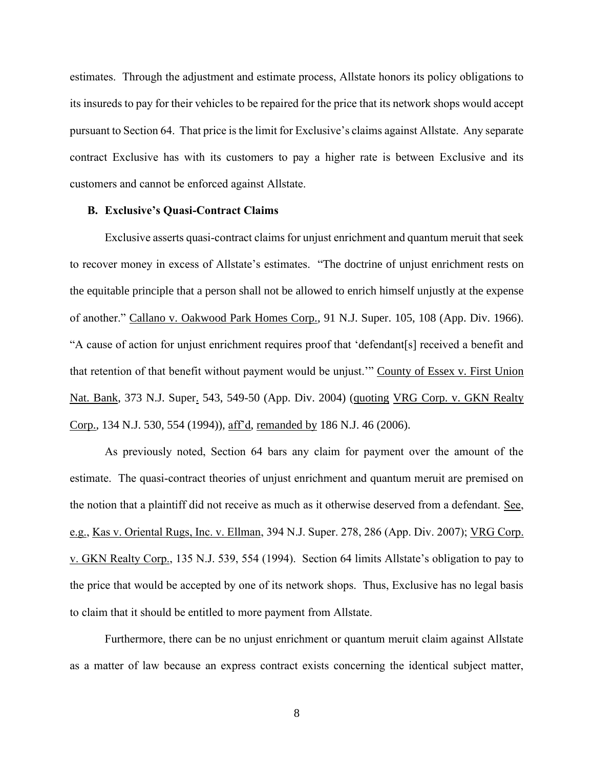estimates. Through the adjustment and estimate process, Allstate honors its policy obligations to its insureds to pay for their vehicles to be repaired for the price that its network shops would accept pursuant to Section 64. That price is the limit for Exclusive's claims against Allstate. Any separate contract Exclusive has with its customers to pay a higher rate is between Exclusive and its customers and cannot be enforced against Allstate.

**B. Exclusive's Quasi-Contract Claims**

Exclusive asserts quasi-contract claims for unjust enrichment and quantum meruit that seek to recover money in excess of Allstate's estimates. "The doctrine of unjust enrichment rests on the equitable principle that a person shall not be allowed to enrich himself unjustly at the expense of another." Callano v. Oakwood Park Homes Corp., 91 N.J. Super. 105, 108 (App. Div. 1966). "A cause of action for unjust enrichment requires proof that 'defendant[s] received a benefit and that retention of that benefit without payment would be unjust.'" County of Essex v. First Union Nat. Bank, 373 N.J. Super. 543, 549-50 (App. Div. 2004) (quoting VRG Corp. v. GKN Realty Corp., 134 N.J. 530, 554 (1994)), aff'd, remanded by 186 N.J. 46 (2006).

As previously noted, Section 64 bars any claim for payment over the amount of the estimate. The quasi-contract theories of unjust enrichment and quantum meruit are premised on the notion that a plaintiff did not receive as much as it otherwise deserved from a defendant. See, e.g., Kas v. Oriental Rugs, Inc. v. Ellman, 394 N.J. Super. 278, 286 (App. Div. 2007); VRG Corp. v. GKN Realty Corp., 135 N.J. 539, 554 (1994). Section 64 limits Allstate's obligation to pay to the price that would be accepted by one of its network shops. Thus, Exclusive has no legal basis to claim that it should be entitled to more payment from Allstate.

Furthermore, there can be no unjust enrichment or quantum meruit claim against Allstate as a matter of law because an express contract exists concerning the identical subject matter,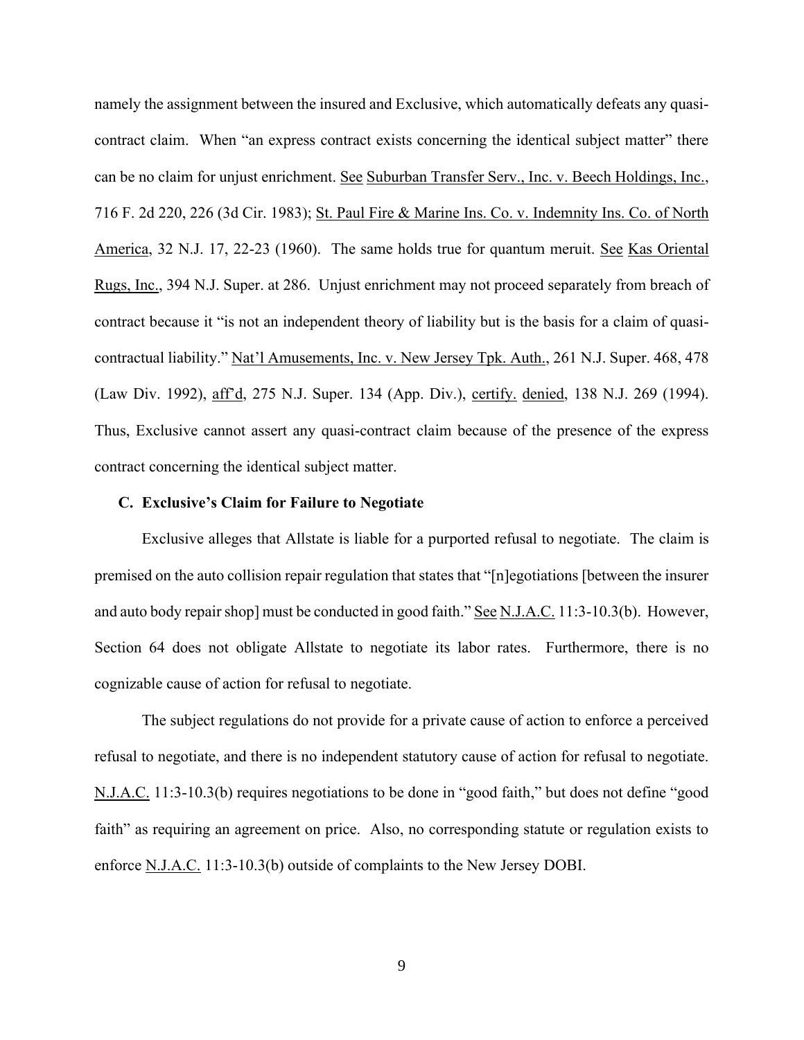namely the assignment between the insured and Exclusive, which automatically defeats any quasi-contract claim. When "an express contract exists concerning the identical subject matter" there can be no claim for unjust enrichment. See Suburban Transfer Serv., Inc. v. Beech Holdings, Inc., 716 F. 2d 220, 226 (3d Cir. 1983); St. Paul Fire & Marine Ins. Co. v. Indemnity Ins. Co. of North America, 32 N.J. 17, 22-23 (1960). The same holds true for quantum meruit. See Kas Oriental Rugs, Inc., 394 N.J. Super. at 286. Unjust enrichment may not proceed separately from breach of contract because it "is not an independent theory of liability but is the basis for a claim of quasi-contractual liability." Nat'l Amusements, Inc. v. New Jersey Tpk. Auth., 261 N.J. Super. 468, 478 (Law Div. 1992), aff'd, 275 N.J. Super. 134 (App. Div.), certify. denied, 138 N.J. 269 (1994). Thus, Exclusive cannot assert any quasi-contract claim because of the presence of the express contract concerning the identical subject matter.

### C. Exclusive's Claim for Failure to Negotiate

Exclusive alleges that Allstate is liable for a purported refusal to negotiate. The claim is premised on the auto collision repair regulation that states that "[n]egotiations [between the insurer and auto body repair shop] must be conducted in good faith." See N.J.A.C. 11:3-10.3(b). However, Section 64 does not obligate Allstate to negotiate its labor rates. Furthermore, there is no cognizable cause of action for refusal to negotiate.

The subject regulations do not provide for a private cause of action to enforce a perceived refusal to negotiate, and there is no independent statutory cause of action for refusal to negotiate. N.J.A.C. 11:3-10.3(b) requires negotiations to be done in "good faith," but does not define "good faith" as requiring an agreement on price. Also, no corresponding statute or regulation exists to enforce N.J.A.C. 11:3-10.3(b) outside of complaints to the New Jersey DOBI.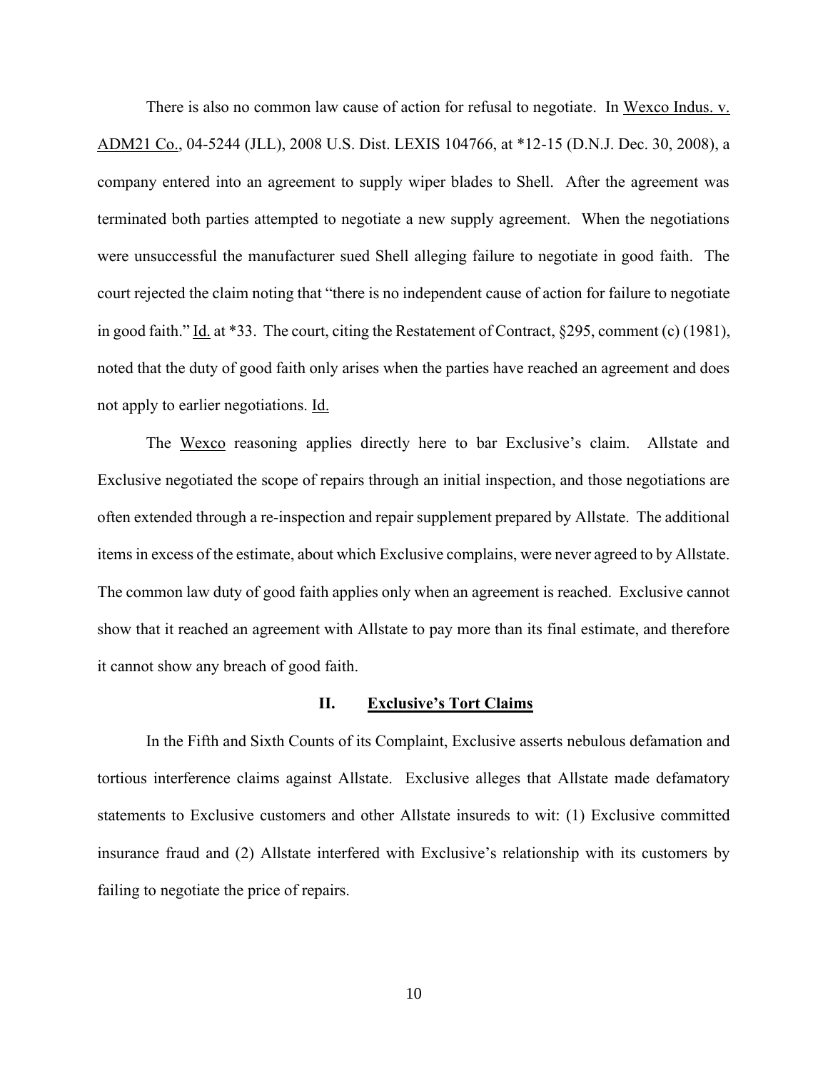There is also no common law cause of action for refusal to negotiate. In Wexco Indus. v. ADM21 Co., 04-5244 (JLL), 2008 U.S. Dist. LEXIS 104766, at *12-15 (D.N.J. Dec. 30, 2008), a company entered into an agreement to supply wiper blades to Shell. After the agreement was terminated both parties attempted to negotiate a new supply agreement. When the negotiations were unsuccessful the manufacturer sued Shell alleging failure to negotiate in good faith. The court rejected the claim noting that "there is no independent cause of action for failure to negotiate in good faith." Id. at *33. The court, citing the Restatement of Contract, §295, comment (c) (1981), noted that the duty of good faith only arises when the parties have reached an agreement and does not apply to earlier negotiations. Id.

The Wexco reasoning applies directly here to bar Exclusive's claim. Allstate and Exclusive negotiated the scope of repairs through an initial inspection, and those negotiations are often extended through a re-inspection and repair supplement prepared by Allstate. The additional items in excess of the estimate, about which Exclusive complains, were never agreed to by Allstate. The common law duty of good faith applies only when an agreement is reached. Exclusive cannot show that it reached an agreement with Allstate to pay more than its final estimate, and therefore it cannot show any breach of good faith.

## II. Exclusive's Tort Claims

In the Fifth and Sixth Counts of its Complaint, Exclusive asserts nebulous defamation and tortious interference claims against Allstate. Exclusive alleges that Allstate made defamatory statements to Exclusive customers and other Allstate insureds to wit: (1) Exclusive committed insurance fraud and (2) Allstate interfered with Exclusive's relationship with its customers by failing to negotiate the price of repairs.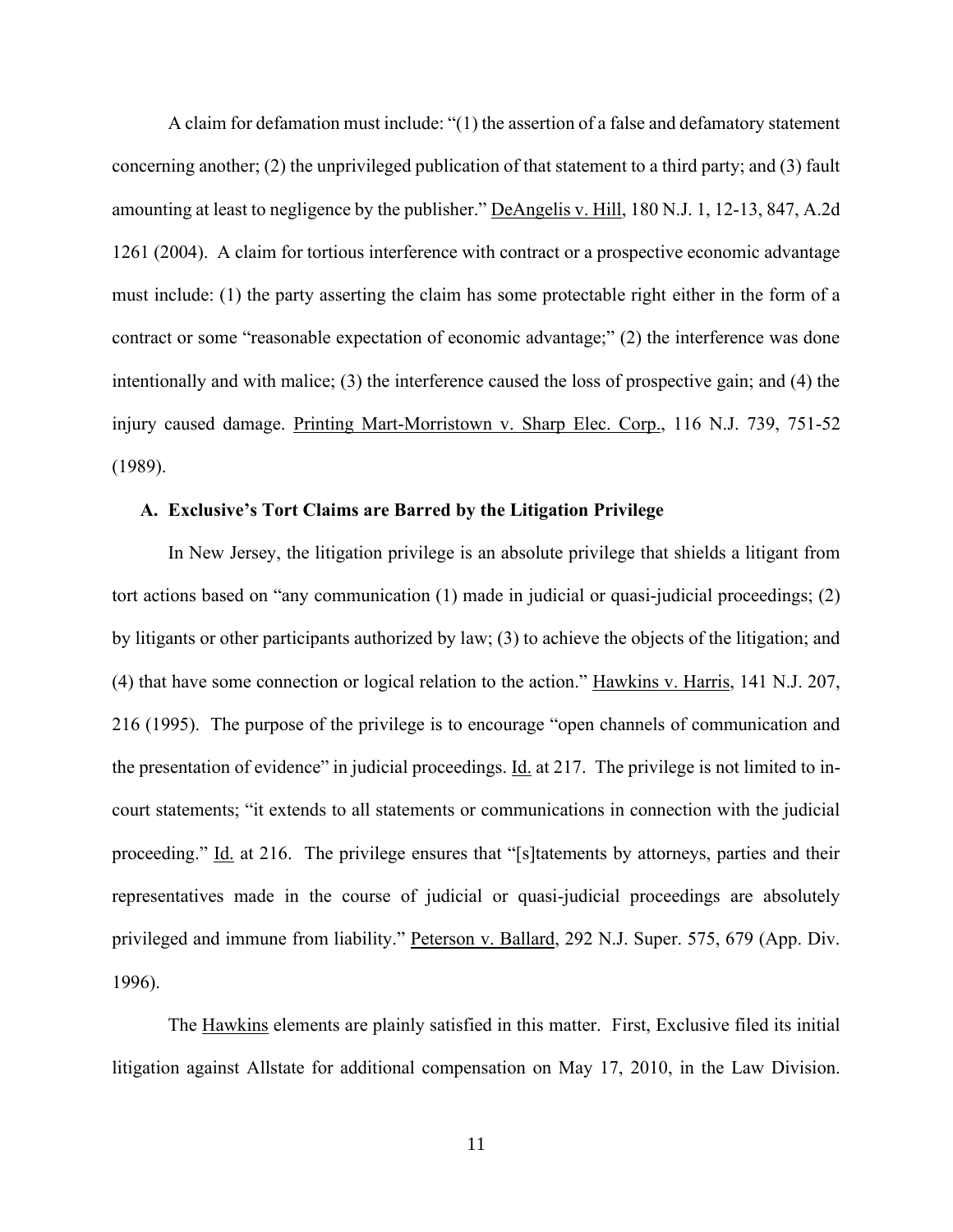A claim for defamation must include: "(1) the assertion of a false and defamatory statement concerning another; (2) the unprivileged publication of that statement to a third party; and (3) fault amounting at least to negligence by the publisher." DeAngelis v. Hill, 180 N.J. 1, 12-13, 847, A.2d 1261 (2004). A claim for tortious interference with contract or a prospective economic advantage must include: (1) the party asserting the claim has some protectable right either in the form of a contract or some "reasonable expectation of economic advantage;" (2) the interference was done intentionally and with malice; (3) the interference caused the loss of prospective gain; and (4) the injury caused damage. Printing Mart-Morristown v. Sharp Elec. Corp., 116 N.J. 739, 751-52 (1989).

### A. Exclusive's Tort Claims are Barred by the Litigation Privilege

In New Jersey, the litigation privilege is an absolute privilege that shields a litigant from tort actions based on "any communication (1) made in judicial or quasi-judicial proceedings; (2) by litigants or other participants authorized by law; (3) to achieve the objects of the litigation; and (4) that have some connection or logical relation to the action." Hawkins v. Harris, 141 N.J. 207, 216 (1995). The purpose of the privilege is to encourage "open channels of communication and the presentation of evidence" in judicial proceedings. Id. at 217. The privilege is not limited to in-court statements; "it extends to all statements or communications in connection with the judicial proceeding." Id. at 216. The privilege ensures that "[s]tatements by attorneys, parties and their representatives made in the course of judicial or quasi-judicial proceedings are absolutely privileged and immune from liability." Peterson v. Ballard, 292 N.J. Super. 575, 679 (App. Div. 1996).

The Hawkins elements are plainly satisfied in this matter. First, Exclusive filed its initial litigation against Allstate for additional compensation on May 17, 2010, in the Law Division.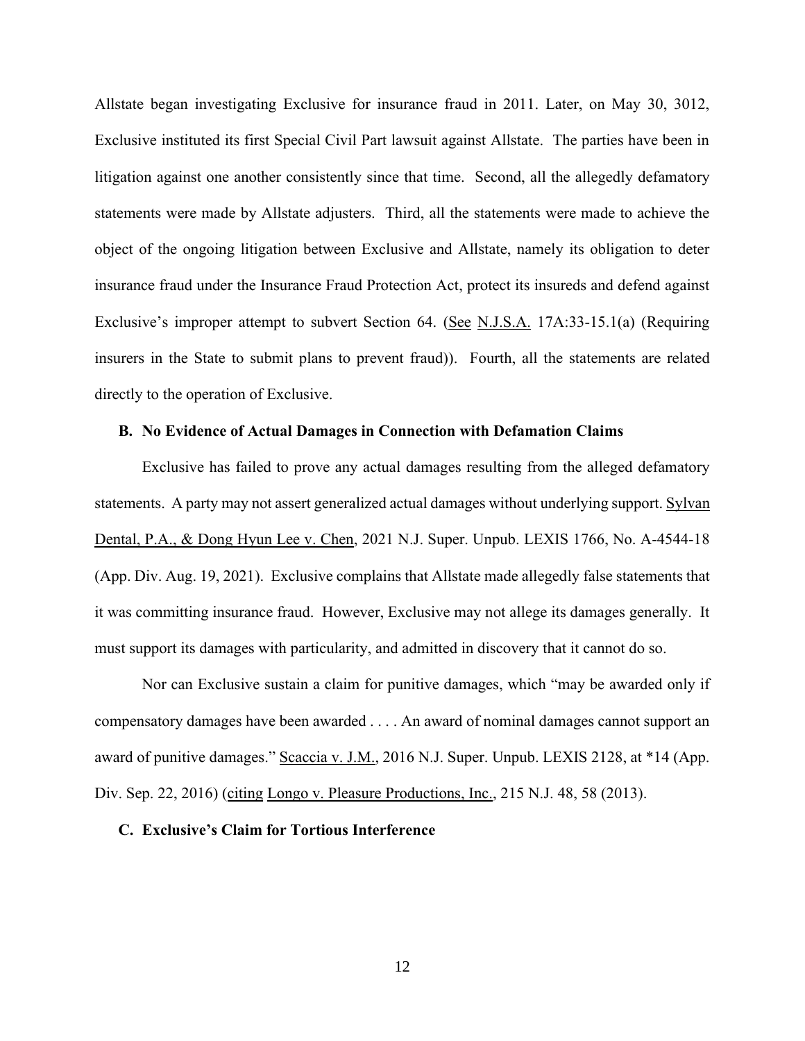Allstate began investigating Exclusive for insurance fraud in 2011. Later, on May 30, 3012, Exclusive instituted its first Special Civil Part lawsuit against Allstate. The parties have been in litigation against one another consistently since that time. Second, all the allegedly defamatory statements were made by Allstate adjusters. Third, all the statements were made to achieve the object of the ongoing litigation between Exclusive and Allstate, namely its obligation to deter insurance fraud under the Insurance Fraud Protection Act, protect its insureds and defend against Exclusive's improper attempt to subvert Section 64. (See N.J.S.A. 17A:33-15.1(a) (Requiring insurers in the State to submit plans to prevent fraud)). Fourth, all the statements are related directly to the operation of Exclusive.

### B. No Evidence of Actual Damages in Connection with Defamation Claims

Exclusive has failed to prove any actual damages resulting from the alleged defamatory statements. A party may not assert generalized actual damages without underlying support. Sylvan Dental, P.A., & Dong Hyun Lee v. Chen, 2021 N.J. Super. Unpub. LEXIS 1766, No. A-4544-18 (App. Div. Aug. 19, 2021). Exclusive complains that Allstate made allegedly false statements that it was committing insurance fraud. However, Exclusive may not allege its damages generally. It must support its damages with particularity, and admitted in discovery that it cannot do so.

Nor can Exclusive sustain a claim for punitive damages, which "may be awarded only if compensatory damages have been awarded . . . . An award of nominal damages cannot support an award of punitive damages." Scaccia v. J.M., 2016 N.J. Super. Unpub. LEXIS 2128, at *14 (App. Div. Sep. 22, 2016) (citing Longo v. Pleasure Productions, Inc., 215 N.J. 48, 58 (2013).

### C. Exclusive's Claim for Tortious Interference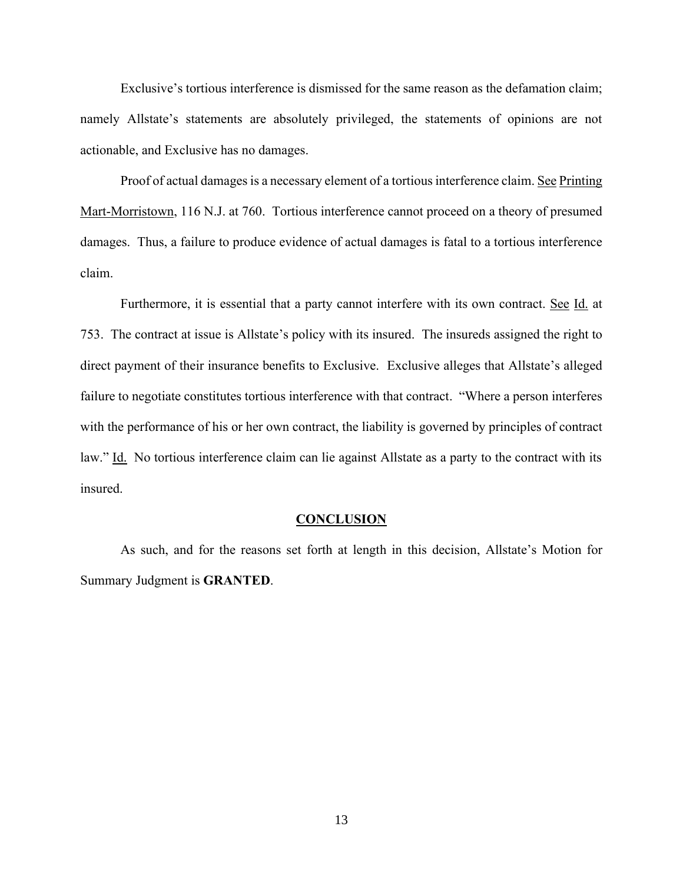Exclusive's tortious interference is dismissed for the same reason as the defamation claim; namely Allstate's statements are absolutely privileged, the statements of opinions are not actionable, and Exclusive has no damages.

Proof of actual damages is a necessary element of a tortious interference claim. See Printing Mart-Morristown, 116 N.J. at 760. Tortious interference cannot proceed on a theory of presumed damages. Thus, a failure to produce evidence of actual damages is fatal to a tortious interference claim.

Furthermore, it is essential that a party cannot interfere with its own contract. See Id. at 753. The contract at issue is Allstate's policy with its insured. The insureds assigned the right to direct payment of their insurance benefits to Exclusive. Exclusive alleges that Allstate's alleged failure to negotiate constitutes tortious interference with that contract. "Where a person interferes with the performance of his or her own contract, the liability is governed by principles of contract law." Id. No tortious interference claim can lie against Allstate as a party to the contract with its insured.

## CONCLUSION

As such, and for the reasons set forth at length in this decision, Allstate's Motion for Summary Judgment is **GRANTED**.